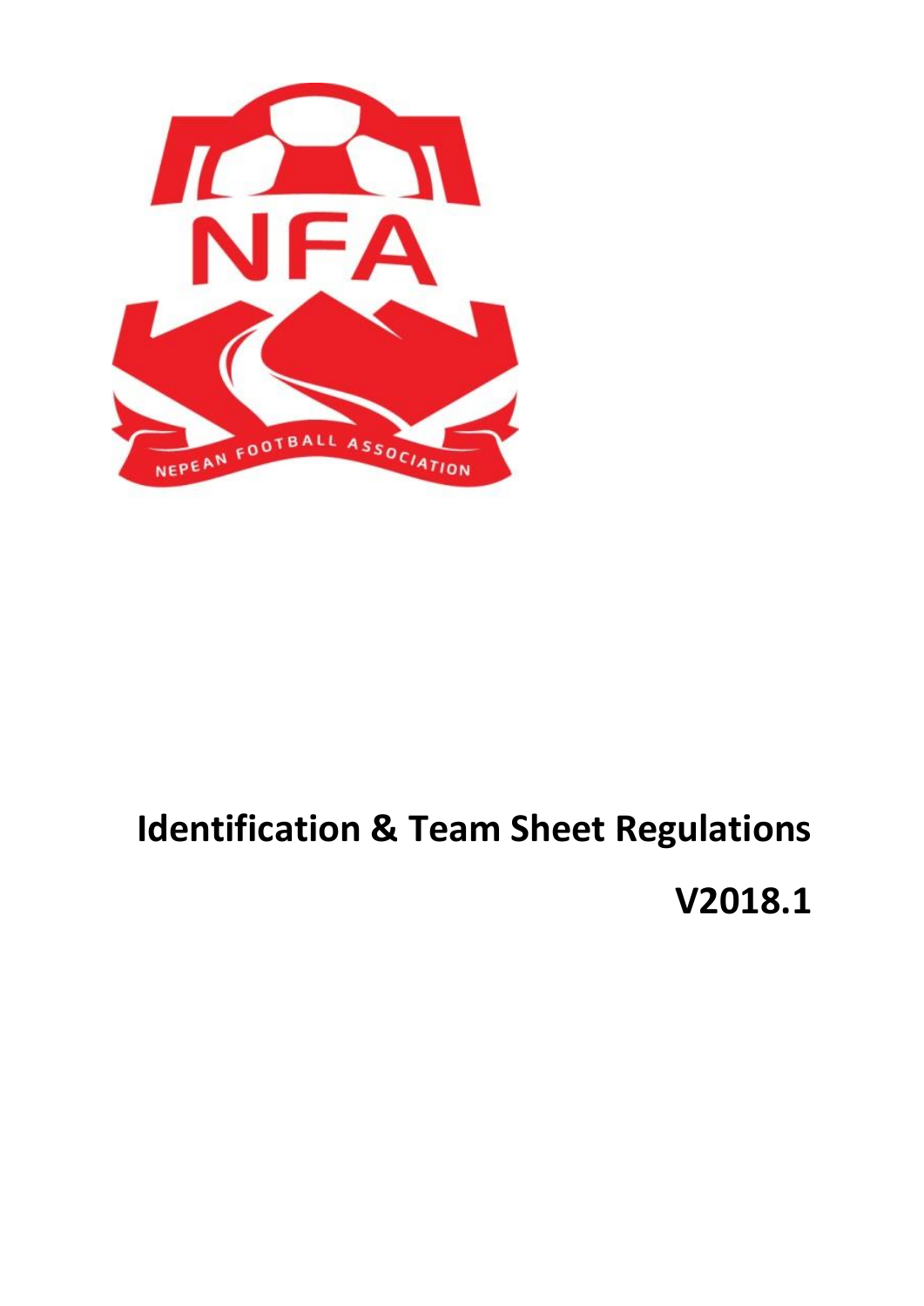# Identification & Team Sheet Regulations

**V2018.1**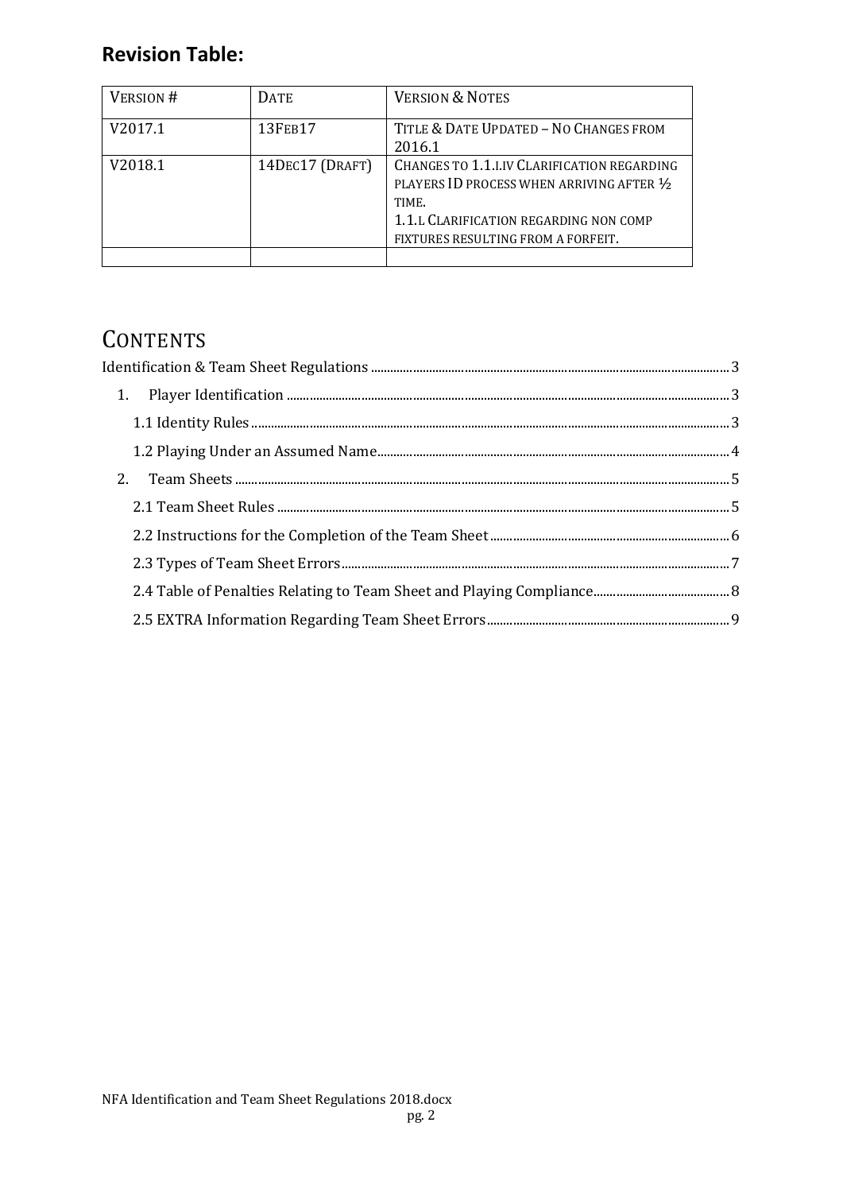**Revision Table:**

| Version # | Date | Version & Notes |
|---|---|---|
| V2017.1 | 13Feb17 | Title & Date Updated – No Changes from 2016.1 |
| V2018.1 | 14Dec17 (Draft) | Changes to 1.1.i.iv Clarification regarding players ID process when arriving after ½ time.<br>1.1.l Clarification regarding non comp fixtures resulting from a forfeit. |
| | | |

# Contents

Identification & Team Sheet Regulations .......... 3

1. Player Identification .......... 3
   - 1.1 Identity Rules .......... 3
   - 1.2 Playing Under an Assumed Name .......... 4
2. Team Sheets .......... 5
   - 2.1 Team Sheet Rules .......... 5
   - 2.2 Instructions for the Completion of the Team Sheet .......... 6
   - 2.3 Types of Team Sheet Errors .......... 7
   - 2.4 Table of Penalties Relating to Team Sheet and Playing Compliance .......... 8
   - 2.5 EXTRA Information Regarding Team Sheet Errors .......... 9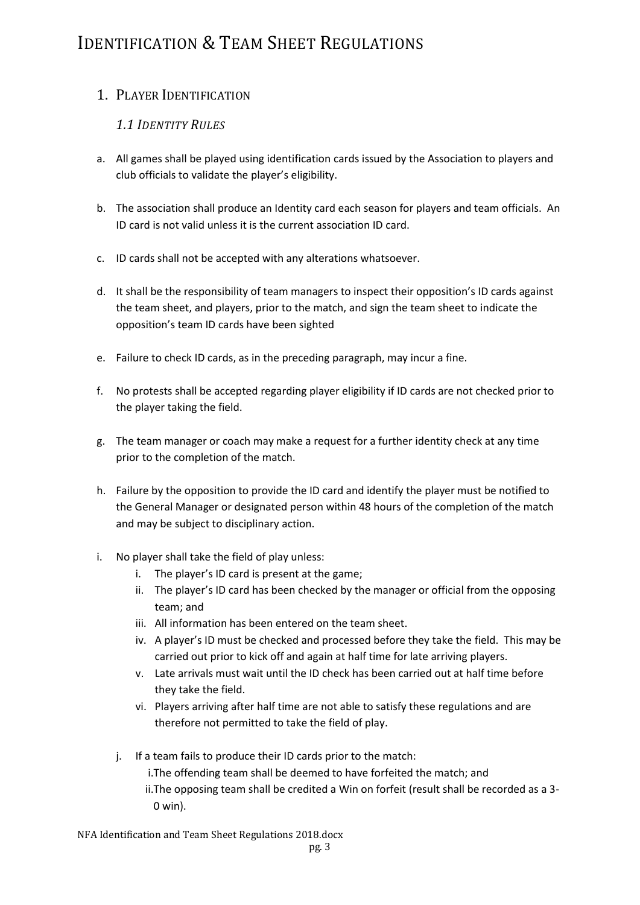# Identification & Team Sheet Regulations

## 1. Player Identification

### *1.1 Identity Rules*

a. All games shall be played using identification cards issued by the Association to players and club officials to validate the player's eligibility.

b. The association shall produce an Identity card each season for players and team officials. An ID card is not valid unless it is the current association ID card.

c. ID cards shall not be accepted with any alterations whatsoever.

d. It shall be the responsibility of team managers to inspect their opposition's ID cards against the team sheet, and players, prior to the match, and sign the team sheet to indicate the opposition's team ID cards have been sighted

e. Failure to check ID cards, as in the preceding paragraph, may incur a fine.

f. No protests shall be accepted regarding player eligibility if ID cards are not checked prior to the player taking the field.

g. The team manager or coach may make a request for a further identity check at any time prior to the completion of the match.

h. Failure by the opposition to provide the ID card and identify the player must be notified to the General Manager or designated person within 48 hours of the completion of the match and may be subject to disciplinary action.

i. No player shall take the field of play unless:
   - i. The player's ID card is present at the game;
   - ii. The player's ID card has been checked by the manager or official from the opposing team; and
   - iii. All information has been entered on the team sheet.
   - iv. A player's ID must be checked and processed before they take the field. This may be carried out prior to kick off and again at half time for late arriving players.
   - v. Late arrivals must wait until the ID check has been carried out at half time before they take the field.
   - vi. Players arriving after half time are not able to satisfy these regulations and are therefore not permitted to take the field of play.

j. If a team fails to produce their ID cards prior to the match:
   - i. The offending team shall be deemed to have forfeited the match; and
   - ii. The opposing team shall be credited a Win on forfeit (result shall be recorded as a 3-0 win).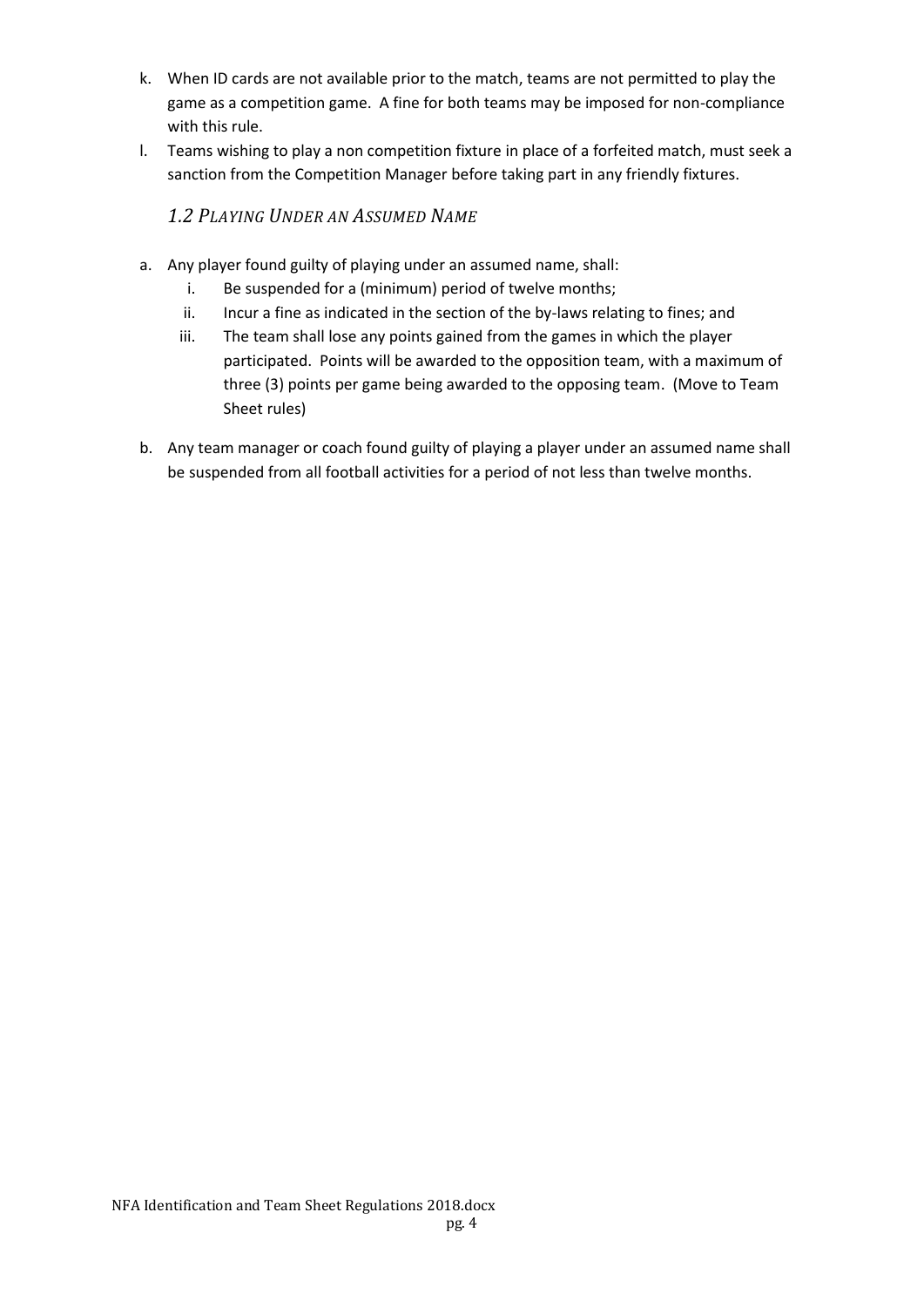k. When ID cards are not available prior to the match, teams are not permitted to play the game as a competition game. A fine for both teams may be imposed for non-compliance with this rule.
l. Teams wishing to play a non competition fixture in place of a forfeited match, must seek a sanction from the Competition Manager before taking part in any friendly fixtures.

### *1.2 Playing Under an Assumed Name*

a. Any player found guilty of playing under an assumed name, shall:
   i. Be suspended for a (minimum) period of twelve months;
   ii. Incur a fine as indicated in the section of the by-laws relating to fines; and
   iii. The team shall lose any points gained from the games in which the player participated. Points will be awarded to the opposition team, with a maximum of three (3) points per game being awarded to the opposing team. (Move to Team Sheet rules)

b. Any team manager or coach found guilty of playing a player under an assumed name shall be suspended from all football activities for a period of not less than twelve months.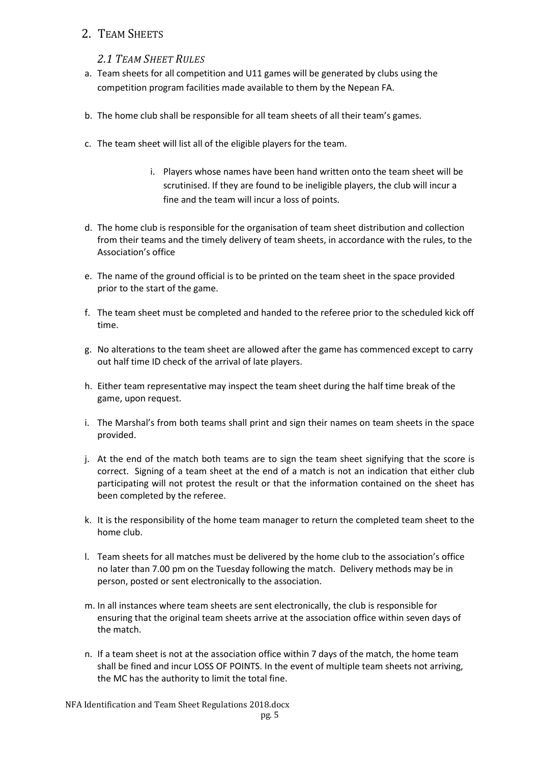## 2. Team Sheets

### *2.1 Team Sheet Rules*

a. Team sheets for all competition and U11 games will be generated by clubs using the competition program facilities made available to them by the Nepean FA.

b. The home club shall be responsible for all team sheets of all their team's games.

c. The team sheet will list all of the eligible players for the team.

   i. Players whose names have been hand written onto the team sheet will be scrutinised. If they are found to be ineligible players, the club will incur a fine and the team will incur a loss of points.

d. The home club is responsible for the organisation of team sheet distribution and collection from their teams and the timely delivery of team sheets, in accordance with the rules, to the Association's office

e. The name of the ground official is to be printed on the team sheet in the space provided prior to the start of the game.

f. The team sheet must be completed and handed to the referee prior to the scheduled kick off time.

g. No alterations to the team sheet are allowed after the game has commenced except to carry out half time ID check of the arrival of late players.

h. Either team representative may inspect the team sheet during the half time break of the game, upon request.

i. The Marshal's from both teams shall print and sign their names on team sheets in the space provided.

j. At the end of the match both teams are to sign the team sheet signifying that the score is correct. Signing of a team sheet at the end of a match is not an indication that either club participating will not protest the result or that the information contained on the sheet has been completed by the referee.

k. It is the responsibility of the home team manager to return the completed team sheet to the home club.

l. Team sheets for all matches must be delivered by the home club to the association's office no later than 7.00 pm on the Tuesday following the match. Delivery methods may be in person, posted or sent electronically to the association.

m. In all instances where team sheets are sent electronically, the club is responsible for ensuring that the original team sheets arrive at the association office within seven days of the match.

n. If a team sheet is not at the association office within 7 days of the match, the home team shall be fined and incur LOSS OF POINTS. In the event of multiple team sheets not arriving, the MC has the authority to limit the total fine.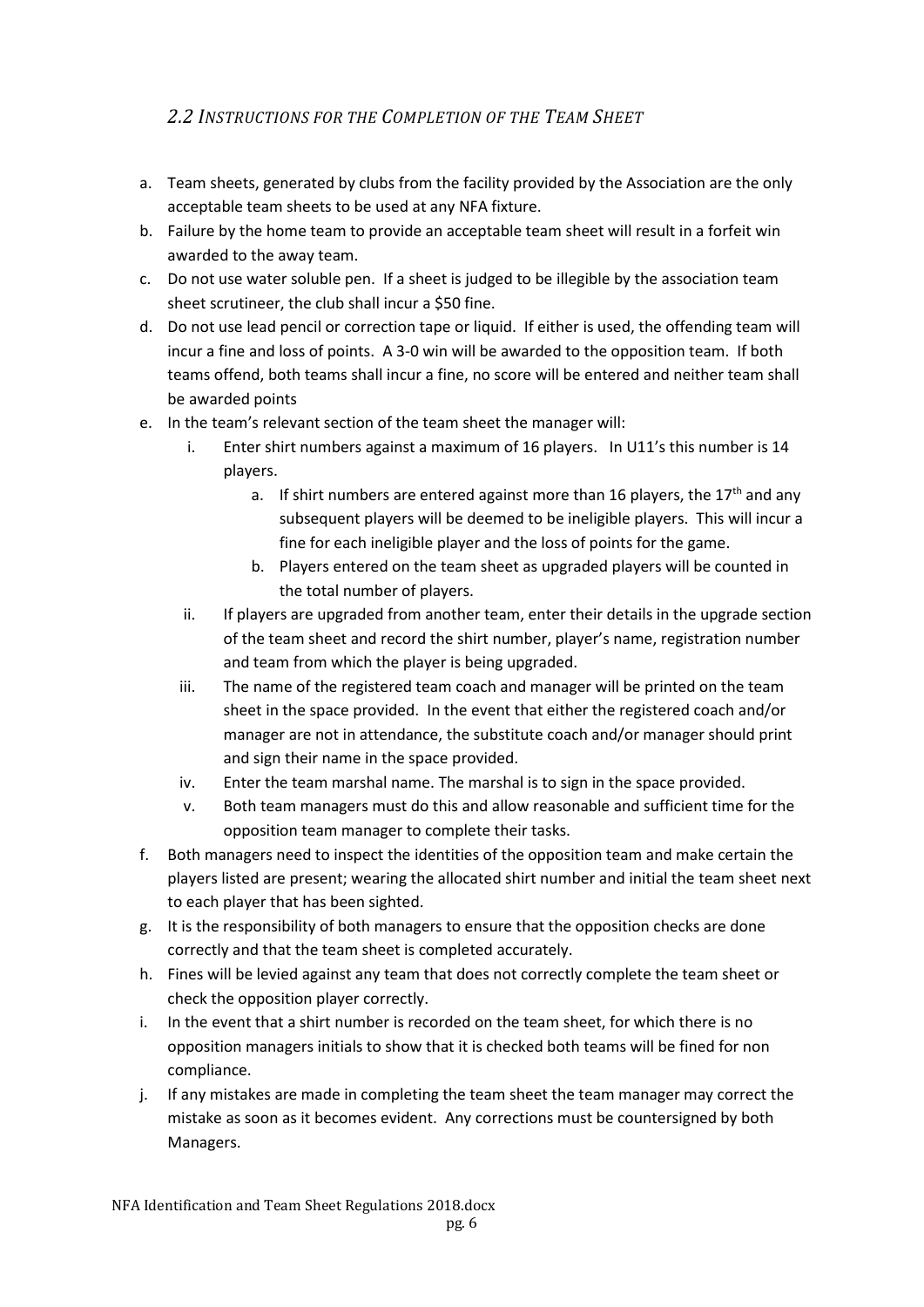## *2.2 Instructions for the Completion of the Team Sheet*

a. Team sheets, generated by clubs from the facility provided by the Association are the only acceptable team sheets to be used at any NFA fixture.

b. Failure by the home team to provide an acceptable team sheet will result in a forfeit win awarded to the away team.

c. Do not use water soluble pen. If a sheet is judged to be illegible by the association team sheet scrutineer, the club shall incur a $50 fine.

d. Do not use lead pencil or correction tape or liquid. If either is used, the offending team will incur a fine and loss of points. A 3-0 win will be awarded to the opposition team. If both teams offend, both teams shall incur a fine, no score will be entered and neither team shall be awarded points

e. In the team's relevant section of the team sheet the manager will:

   i. Enter shirt numbers against a maximum of 16 players. In U11's this number is 14 players.

      a. If shirt numbers are entered against more than 16 players, the 17th and any subsequent players will be deemed to be ineligible players. This will incur a fine for each ineligible player and the loss of points for the game.

      b. Players entered on the team sheet as upgraded players will be counted in the total number of players.

   ii. If players are upgraded from another team, enter their details in the upgrade section of the team sheet and record the shirt number, player's name, registration number and team from which the player is being upgraded.

   iii. The name of the registered team coach and manager will be printed on the team sheet in the space provided. In the event that either the registered coach and/or manager are not in attendance, the substitute coach and/or manager should print and sign their name in the space provided.

   iv. Enter the team marshal name. The marshal is to sign in the space provided.

   v. Both team managers must do this and allow reasonable and sufficient time for the opposition team manager to complete their tasks.

f. Both managers need to inspect the identities of the opposition team and make certain the players listed are present; wearing the allocated shirt number and initial the team sheet next to each player that has been sighted.

g. It is the responsibility of both managers to ensure that the opposition checks are done correctly and that the team sheet is completed accurately.

h. Fines will be levied against any team that does not correctly complete the team sheet or check the opposition player correctly.

i. In the event that a shirt number is recorded on the team sheet, for which there is no opposition managers initials to show that it is checked both teams will be fined for non compliance.

j. If any mistakes are made in completing the team sheet the team manager may correct the mistake as soon as it becomes evident. Any corrections must be countersigned by both Managers.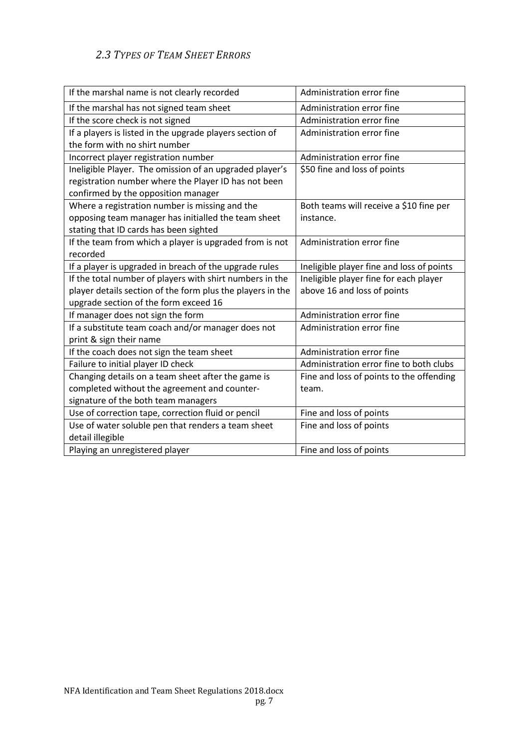## *2.3 Types of Team Sheet Errors*

| | |
|---|---|
| If the marshal name is not clearly recorded | Administration error fine |
| If the marshal has not signed team sheet | Administration error fine |
| If the score check is not signed | Administration error fine |
| If a players is listed in the upgrade players section of the form with no shirt number | Administration error fine |
| Incorrect player registration number | Administration error fine |
| Ineligible Player. The omission of an upgraded player's registration number where the Player ID has not been confirmed by the opposition manager | $50 fine and loss of points |
| Where a registration number is missing and the opposing team manager has initialled the team sheet stating that ID cards has been sighted | Both teams will receive a $10 fine per instance. |
| If the team from which a player is upgraded from is not recorded | Administration error fine |
| If a player is upgraded in breach of the upgrade rules | Ineligible player fine and loss of points |
| If the total number of players with shirt numbers in the player details section of the form plus the players in the upgrade section of the form exceed 16 | Ineligible player fine for each player above 16 and loss of points |
| If manager does not sign the form | Administration error fine |
| If a substitute team coach and/or manager does not print & sign their name | Administration error fine |
| If the coach does not sign the team sheet | Administration error fine |
| Failure to initial player ID check | Administration error fine to both clubs |
| Changing details on a team sheet after the game is completed without the agreement and counter-signature of the both team managers | Fine and loss of points to the offending team. |
| Use of correction tape, correction fluid or pencil | Fine and loss of points |
| Use of water soluble pen that renders a team sheet detail illegible | Fine and loss of points |
| Playing an unregistered player | Fine and loss of points |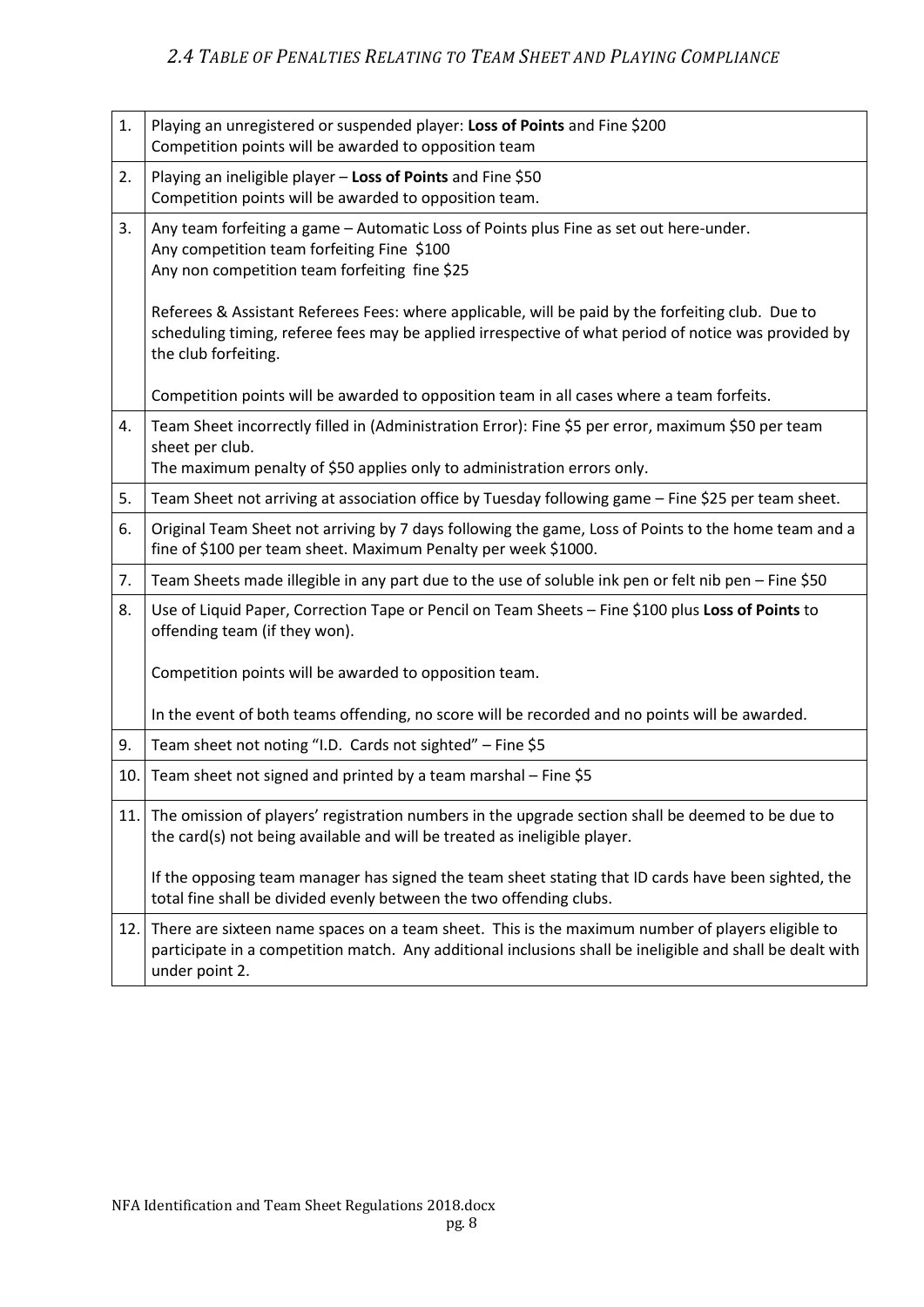## *2.4 Table of Penalties Relating to Team Sheet and Playing Compliance*

| | |
|---|---|
| 1. | Playing an unregistered or suspended player: **Loss of Points** and Fine $200<br>Competition points will be awarded to opposition team |
| 2. | Playing an ineligible player – **Loss of Points** and Fine $50<br>Competition points will be awarded to opposition team. |
| 3. | Any team forfeiting a game – Automatic Loss of Points plus Fine as set out here-under.<br>Any competition team forfeiting Fine $100<br>Any non competition team forfeiting fine $25<br><br>Referees & Assistant Referees Fees: where applicable, will be paid by the forfeiting club. Due to scheduling timing, referee fees may be applied irrespective of what period of notice was provided by the club forfeiting.<br><br>Competition points will be awarded to opposition team in all cases where a team forfeits. |
| 4. | Team Sheet incorrectly filled in (Administration Error): Fine $5 per error, maximum $50 per team sheet per club.<br>The maximum penalty of $50 applies only to administration errors only. |
| 5. | Team Sheet not arriving at association office by Tuesday following game – Fine $25 per team sheet. |
| 6. | Original Team Sheet not arriving by 7 days following the game, Loss of Points to the home team and a fine of $100 per team sheet. Maximum Penalty per week $1000. |
| 7. | Team Sheets made illegible in any part due to the use of soluble ink pen or felt nib pen – Fine $50 |
| 8. | Use of Liquid Paper, Correction Tape or Pencil on Team Sheets – Fine $100 plus **Loss of Points** to offending team (if they won).<br><br>Competition points will be awarded to opposition team.<br><br>In the event of both teams offending, no score will be recorded and no points will be awarded. |
| 9. | Team sheet not noting "I.D. Cards not sighted" – Fine $5 |
| 10. | Team sheet not signed and printed by a team marshal – Fine $5 |
| 11. | The omission of players' registration numbers in the upgrade section shall be deemed to be due to the card(s) not being available and will be treated as ineligible player.<br><br>If the opposing team manager has signed the team sheet stating that ID cards have been sighted, the total fine shall be divided evenly between the two offending clubs. |
| 12. | There are sixteen name spaces on a team sheet. This is the maximum number of players eligible to participate in a competition match. Any additional inclusions shall be ineligible and shall be dealt with under point 2. |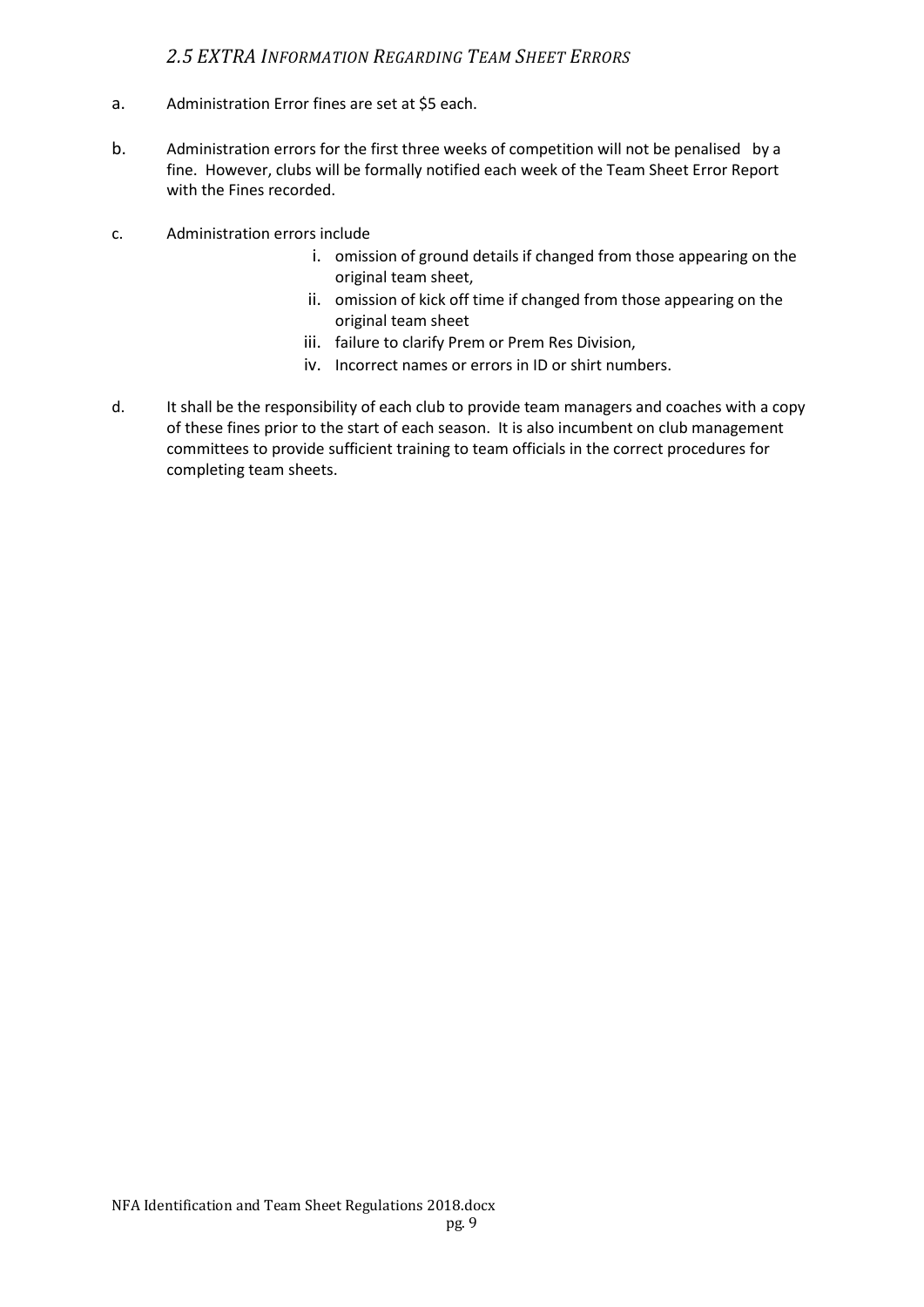### 2.5 EXTRA INFORMATION REGARDING TEAM SHEET ERRORS

a. Administration Error fines are set at $5 each.

b. Administration errors for the first three weeks of competition will not be penalised by a fine. However, clubs will be formally notified each week of the Team Sheet Error Report with the Fines recorded.

c. Administration errors include

   i. omission of ground details if changed from those appearing on the original team sheet,
   ii. omission of kick off time if changed from those appearing on the original team sheet
   iii. failure to clarify Prem or Prem Res Division,
   iv. Incorrect names or errors in ID or shirt numbers.

d. It shall be the responsibility of each club to provide team managers and coaches with a copy of these fines prior to the start of each season. It is also incumbent on club management committees to provide sufficient training to team officials in the correct procedures for completing team sheets.